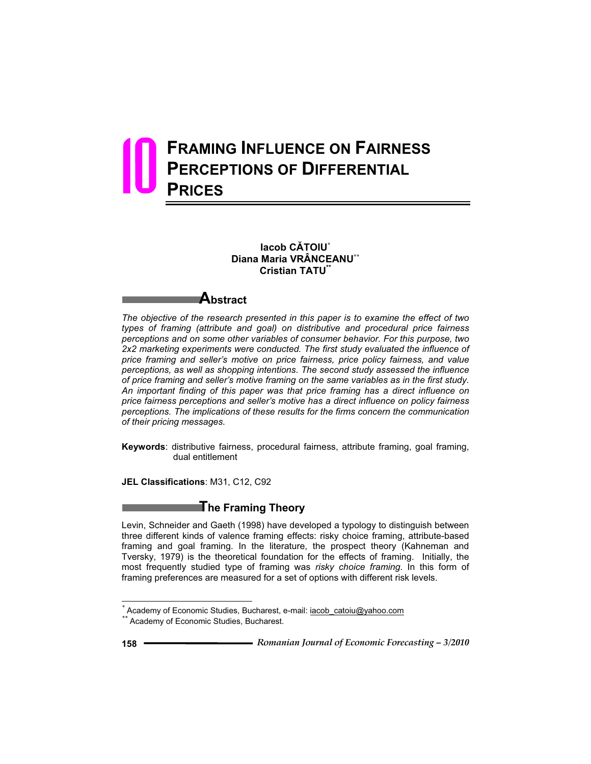# 10 Framing Influence on Fairness Perceptions of Differential Prices

**Iacob CĂTOIU**[*]
**Diana Maria VRÂNCEANU**[**]
**Cristian TATU**[**]

## Abstract

*The objective of the research presented in this paper is to examine the effect of two types of framing (attribute and goal) on distributive and procedural price fairness perceptions and on some other variables of consumer behavior. For this purpose, two 2x2 marketing experiments were conducted. The first study evaluated the influence of price framing and seller's motive on price fairness, price policy fairness, and value perceptions, as well as shopping intentions. The second study assessed the influence of price framing and seller's motive framing on the same variables as in the first study. An important finding of this paper was that price framing has a direct influence on price fairness perceptions and seller's motive has a direct influence on policy fairness perceptions. The implications of these results for the firms concern the communication of their pricing messages.*

**Keywords**: distributive fairness, procedural fairness, attribute framing, goal framing, dual entitlement

**JEL Classifications**: M31, C12, C92

## The Framing Theory

Levin, Schneider and Gaeth (1998) have developed a typology to distinguish between three different kinds of valence framing effects: risky choice framing, attribute-based framing and goal framing. In the literature, the prospect theory (Kahneman and Tversky, 1979) is the theoretical foundation for the effects of framing. Initially, the most frequently studied type of framing was *risky choice framing*. In this form of framing preferences are measured for a set of options with different risk levels.

---

[*] Academy of Economic Studies, Bucharest, e-mail: iacob_catoiu@yahoo.com
[**] Academy of Economic Studies, Bucharest.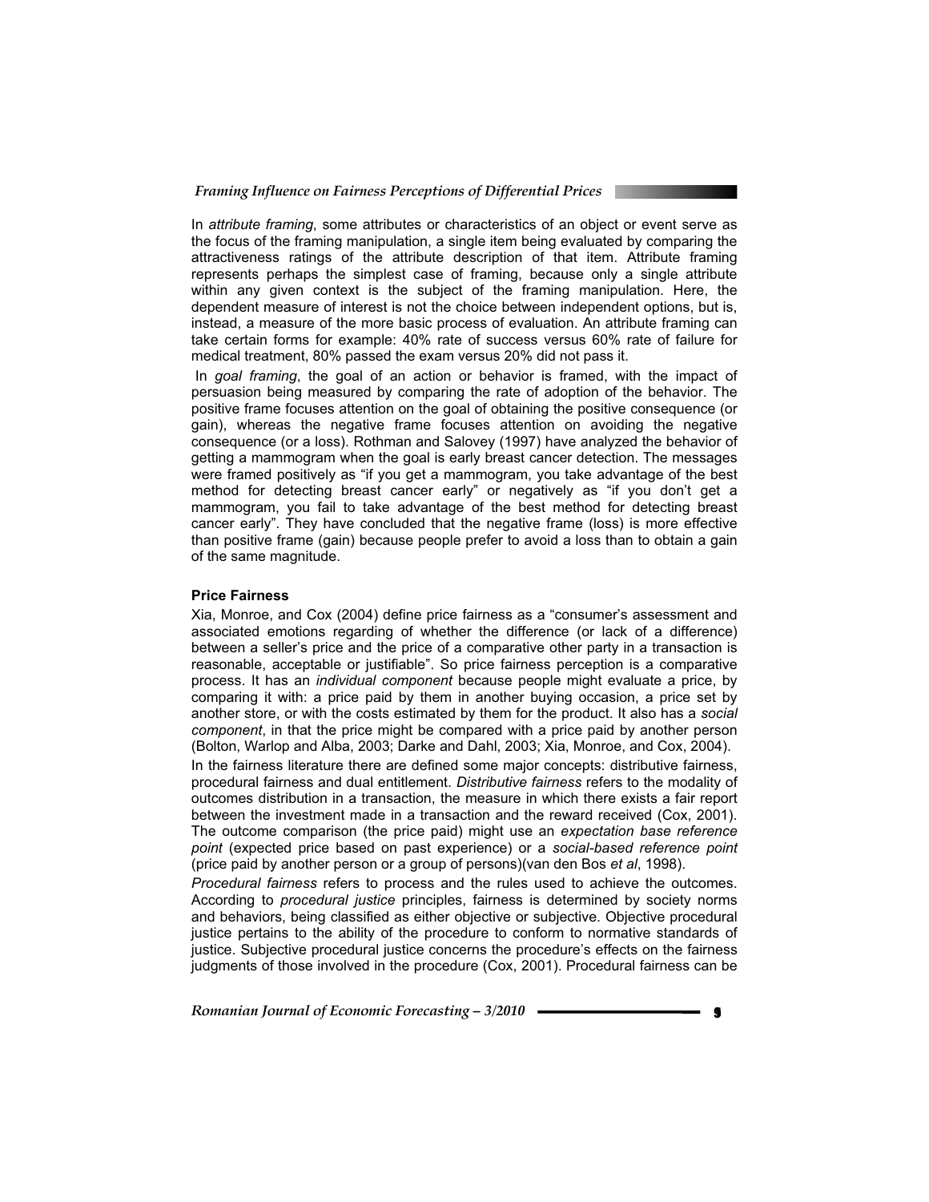In *attribute framing*, some attributes or characteristics of an object or event serve as the focus of the framing manipulation, a single item being evaluated by comparing the attractiveness ratings of the attribute description of that item. Attribute framing represents perhaps the simplest case of framing, because only a single attribute within any given context is the subject of the framing manipulation. Here, the dependent measure of interest is not the choice between independent options, but is, instead, a measure of the more basic process of evaluation. An attribute framing can take certain forms for example: 40% rate of success versus 60% rate of failure for medical treatment, 80% passed the exam versus 20% did not pass it.

In *goal framing*, the goal of an action or behavior is framed, with the impact of persuasion being measured by comparing the rate of adoption of the behavior. The positive frame focuses attention on the goal of obtaining the positive consequence (or gain), whereas the negative frame focuses attention on avoiding the negative consequence (or a loss). Rothman and Salovey (1997) have analyzed the behavior of getting a mammogram when the goal is early breast cancer detection. The messages were framed positively as "if you get a mammogram, you take advantage of the best method for detecting breast cancer early" or negatively as "if you don't get a mammogram, you fail to take advantage of the best method for detecting breast cancer early". They have concluded that the negative frame (loss) is more effective than positive frame (gain) because people prefer to avoid a loss than to obtain a gain of the same magnitude.

**Price Fairness**

Xia, Monroe, and Cox (2004) define price fairness as a "consumer's assessment and associated emotions regarding of whether the difference (or lack of a difference) between a seller's price and the price of a comparative other party in a transaction is reasonable, acceptable or justifiable". So price fairness perception is a comparative process. It has an *individual component* because people might evaluate a price, by comparing it with: a price paid by them in another buying occasion, a price set by another store, or with the costs estimated by them for the product. It also has a *social component*, in that the price might be compared with a price paid by another person (Bolton, Warlop and Alba, 2003; Darke and Dahl, 2003; Xia, Monroe, and Cox, 2004).

In the fairness literature there are defined some major concepts: distributive fairness, procedural fairness and dual entitlement. *Distributive fairness* refers to the modality of outcomes distribution in a transaction, the measure in which there exists a fair report between the investment made in a transaction and the reward received (Cox, 2001). The outcome comparison (the price paid) might use an *expectation base reference point* (expected price based on past experience) or a *social-based reference point* (price paid by another person or a group of persons)(van den Bos *et al*, 1998).

*Procedural fairness* refers to process and the rules used to achieve the outcomes. According to *procedural justice* principles, fairness is determined by society norms and behaviors, being classified as either objective or subjective. Objective procedural justice pertains to the ability of the procedure to conform to normative standards of justice. Subjective procedural justice concerns the procedure's effects on the fairness judgments of those involved in the procedure (Cox, 2001). Procedural fairness can be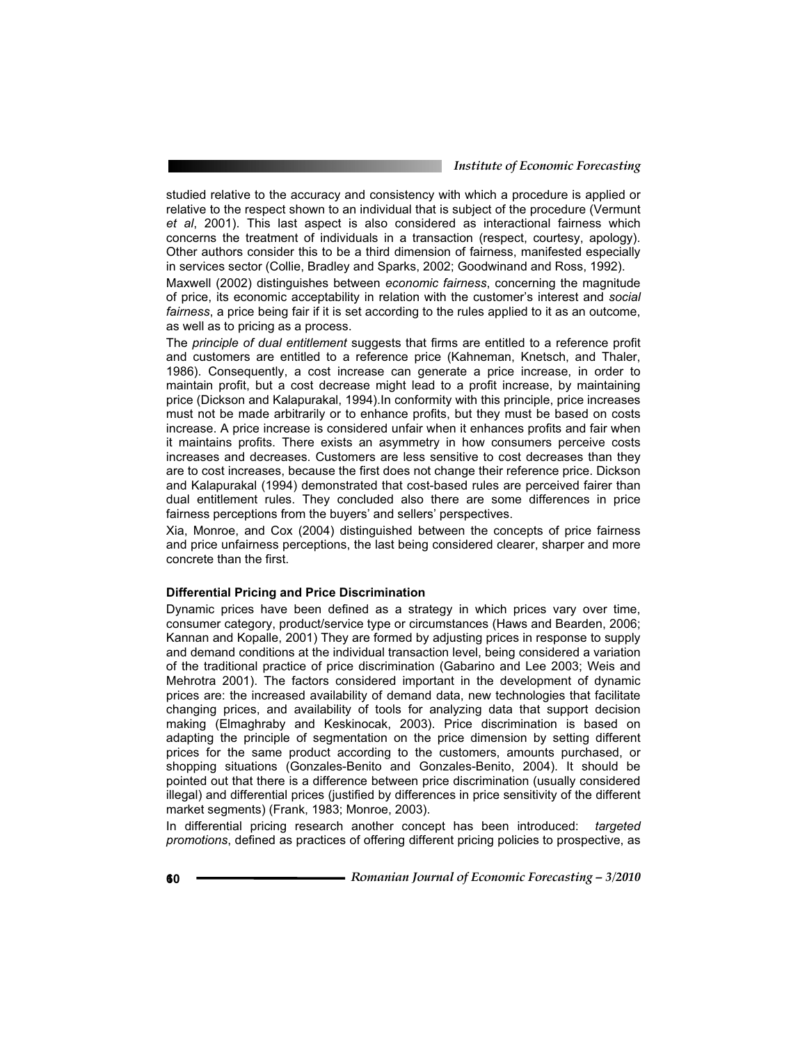studied relative to the accuracy and consistency with which a procedure is applied or relative to the respect shown to an individual that is subject of the procedure (Vermunt *et al*, 2001). This last aspect is also considered as interactional fairness which concerns the treatment of individuals in a transaction (respect, courtesy, apology). Other authors consider this to be a third dimension of fairness, manifested especially in services sector (Collie, Bradley and Sparks, 2002; Goodwinand and Ross, 1992).

Maxwell (2002) distinguishes between *economic fairness*, concerning the magnitude of price, its economic acceptability in relation with the customer's interest and *social fairness*, a price being fair if it is set according to the rules applied to it as an outcome, as well as to pricing as a process.

The *principle of dual entitlement* suggests that firms are entitled to a reference profit and customers are entitled to a reference price (Kahneman, Knetsch, and Thaler, 1986). Consequently, a cost increase can generate a price increase, in order to maintain profit, but a cost decrease might lead to a profit increase, by maintaining price (Dickson and Kalapurakal, 1994).In conformity with this principle, price increases must not be made arbitrarily or to enhance profits, but they must be based on costs increase. A price increase is considered unfair when it enhances profits and fair when it maintains profits. There exists an asymmetry in how consumers perceive costs increases and decreases. Customers are less sensitive to cost decreases than they are to cost increases, because the first does not change their reference price. Dickson and Kalapurakal (1994) demonstrated that cost-based rules are perceived fairer than dual entitlement rules. They concluded also there are some differences in price fairness perceptions from the buyers' and sellers' perspectives.

Xia, Monroe, and Cox (2004) distinguished between the concepts of price fairness and price unfairness perceptions, the last being considered clearer, sharper and more concrete than the first.

**Differential Pricing and Price Discrimination**

Dynamic prices have been defined as a strategy in which prices vary over time, consumer category, product/service type or circumstances (Haws and Bearden, 2006; Kannan and Kopalle, 2001) They are formed by adjusting prices in response to supply and demand conditions at the individual transaction level, being considered a variation of the traditional practice of price discrimination (Gabarino and Lee 2003; Weis and Mehrotra 2001). The factors considered important in the development of dynamic prices are: the increased availability of demand data, new technologies that facilitate changing prices, and availability of tools for analyzing data that support decision making (Elmaghraby and Keskinocak, 2003). Price discrimination is based on adapting the principle of segmentation on the price dimension by setting different prices for the same product according to the customers, amounts purchased, or shopping situations (Gonzales-Benito and Gonzales-Benito, 2004). It should be pointed out that there is a difference between price discrimination (usually considered illegal) and differential prices (justified by differences in price sensitivity of the different market segments) (Frank, 1983; Monroe, 2003).

In differential pricing research another concept has been introduced: *targeted promotions*, defined as practices of offering different pricing policies to prospective, as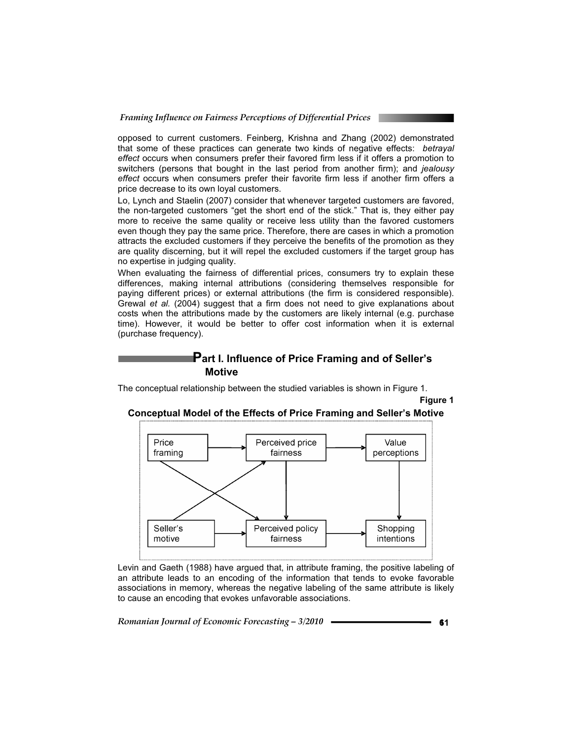opposed to current customers. Feinberg, Krishna and Zhang (2002) demonstrated that some of these practices can generate two kinds of negative effects: *betrayal effect* occurs when consumers prefer their favored firm less if it offers a promotion to switchers (persons that bought in the last period from another firm); and *jealousy effect* occurs when consumers prefer their favorite firm less if another firm offers a price decrease to its own loyal customers.

Lo, Lynch and Staelin (2007) consider that whenever targeted customers are favored, the non-targeted customers "get the short end of the stick." That is, they either pay more to receive the same quality or receive less utility than the favored customers even though they pay the same price. Therefore, there are cases in which a promotion attracts the excluded customers if they perceive the benefits of the promotion as they are quality discerning, but it will repel the excluded customers if the target group has no expertise in judging quality.

When evaluating the fairness of differential prices, consumers try to explain these differences, making internal attributions (considering themselves responsible for paying different prices) or external attributions (the firm is considered responsible). Grewal *et al.* (2004) suggest that a firm does not need to give explanations about costs when the attributions made by the customers are likely internal (e.g. purchase time). However, it would be better to offer cost information when it is external (purchase frequency).

## Part I. Influence of Price Framing and of Seller's Motive

The conceptual relationship between the studied variables is shown in Figure 1.

**Figure 1**

**Conceptual Model of the Effects of Price Framing and Seller's Motive**

Levin and Gaeth (1988) have argued that, in attribute framing, the positive labeling of an attribute leads to an encoding of the information that tends to evoke favorable associations in memory, whereas the negative labeling of the same attribute is likely to cause an encoding that evokes unfavorable associations.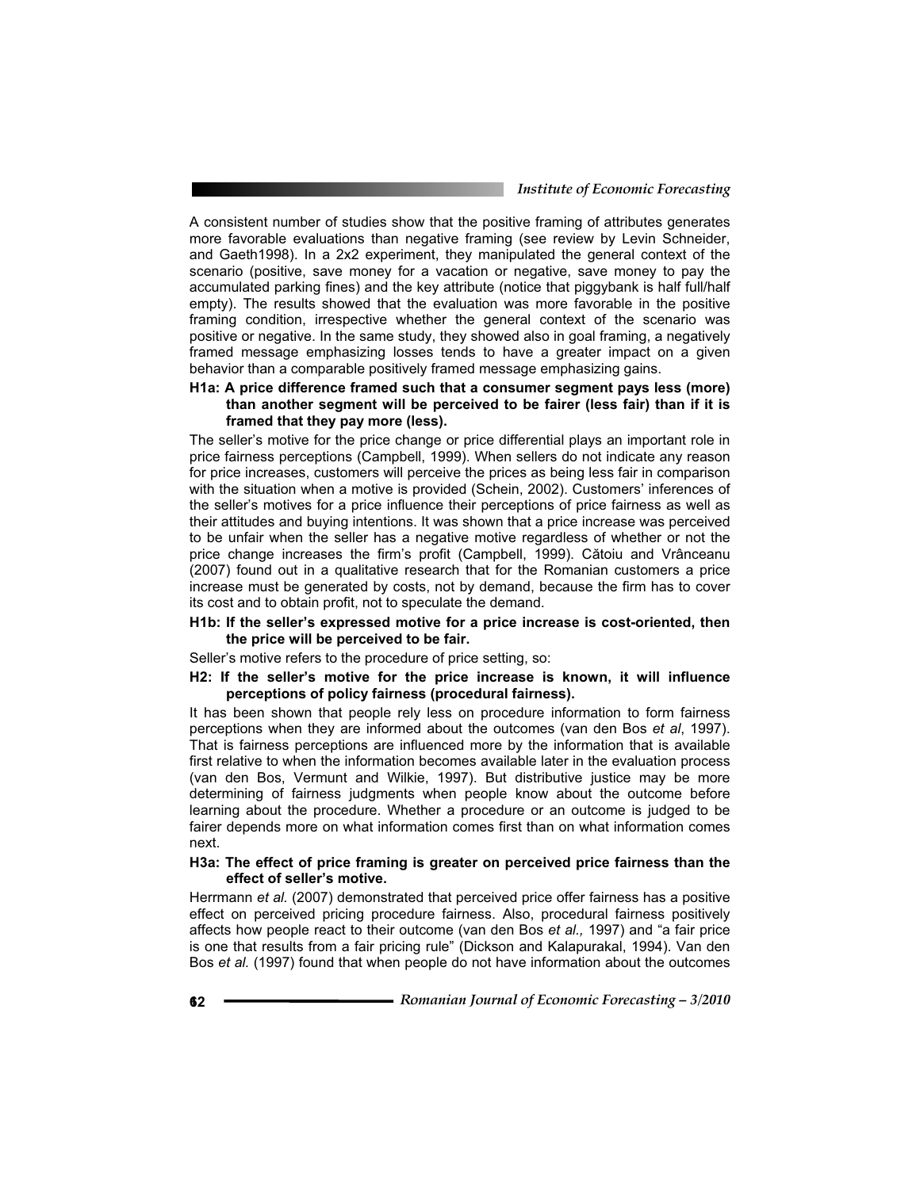A consistent number of studies show that the positive framing of attributes generates more favorable evaluations than negative framing (see review by Levin Schneider, and Gaeth1998). In a 2x2 experiment, they manipulated the general context of the scenario (positive, save money for a vacation or negative, save money to pay the accumulated parking fines) and the key attribute (notice that piggybank is half full/half empty). The results showed that the evaluation was more favorable in the positive framing condition, irrespective whether the general context of the scenario was positive or negative. In the same study, they showed also in goal framing, a negatively framed message emphasizing losses tends to have a greater impact on a given behavior than a comparable positively framed message emphasizing gains.

**H1a: A price difference framed such that a consumer segment pays less (more) than another segment will be perceived to be fairer (less fair) than if it is framed that they pay more (less).**

The seller's motive for the price change or price differential plays an important role in price fairness perceptions (Campbell, 1999). When sellers do not indicate any reason for price increases, customers will perceive the prices as being less fair in comparison with the situation when a motive is provided (Schein, 2002). Customers' inferences of the seller's motives for a price influence their perceptions of price fairness as well as their attitudes and buying intentions. It was shown that a price increase was perceived to be unfair when the seller has a negative motive regardless of whether or not the price change increases the firm's profit (Campbell, 1999). Cătoiu and Vrânceanu (2007) found out in a qualitative research that for the Romanian customers a price increase must be generated by costs, not by demand, because the firm has to cover its cost and to obtain profit, not to speculate the demand.

**H1b: If the seller's expressed motive for a price increase is cost-oriented, then the price will be perceived to be fair.**

Seller's motive refers to the procedure of price setting, so:

**H2: If the seller's motive for the price increase is known, it will influence perceptions of policy fairness (procedural fairness).**

It has been shown that people rely less on procedure information to form fairness perceptions when they are informed about the outcomes (van den Bos *et al*, 1997). That is fairness perceptions are influenced more by the information that is available first relative to when the information becomes available later in the evaluation process (van den Bos, Vermunt and Wilkie, 1997). But distributive justice may be more determining of fairness judgments when people know about the outcome before learning about the procedure. Whether a procedure or an outcome is judged to be fairer depends more on what information comes first than on what information comes next.

**H3a: The effect of price framing is greater on perceived price fairness than the effect of seller's motive.**

Herrmann *et al.* (2007) demonstrated that perceived price offer fairness has a positive effect on perceived pricing procedure fairness. Also, procedural fairness positively affects how people react to their outcome (van den Bos *et al.,* 1997) and "a fair price is one that results from a fair pricing rule" (Dickson and Kalapurakal, 1994). Van den Bos *et al.* (1997) found that when people do not have information about the outcomes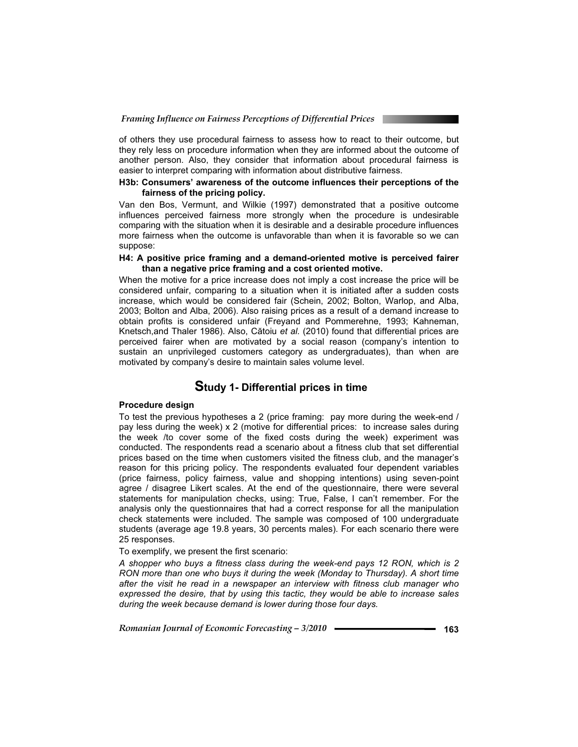of others they use procedural fairness to assess how to react to their outcome, but they rely less on procedure information when they are informed about the outcome of another person. Also, they consider that information about procedural fairness is easier to interpret comparing with information about distributive fairness.

**H3b: Consumers' awareness of the outcome influences their perceptions of the fairness of the pricing policy.**

Van den Bos, Vermunt, and Wilkie (1997) demonstrated that a positive outcome influences perceived fairness more strongly when the procedure is undesirable comparing with the situation when it is desirable and a desirable procedure influences more fairness when the outcome is unfavorable than when it is favorable so we can suppose:

**H4: A positive price framing and a demand-oriented motive is perceived fairer than a negative price framing and a cost oriented motive.**

When the motive for a price increase does not imply a cost increase the price will be considered unfair, comparing to a situation when it is initiated after a sudden costs increase, which would be considered fair (Schein, 2002; Bolton, Warlop, and Alba, 2003; Bolton and Alba, 2006). Also raising prices as a result of a demand increase to obtain profits is considered unfair (Freyand and Pommerehne, 1993; Kahneman, Knetsch,and Thaler 1986). Also, Cătoiu *et al.* (2010) found that differential prices are perceived fairer when are motivated by a social reason (company's intention to sustain an unprivileged customers category as undergraduates), than when are motivated by company's desire to maintain sales volume level.

## Study 1- Differential prices in time

**Procedure design**

To test the previous hypotheses a 2 (price framing: pay more during the week-end / pay less during the week) x 2 (motive for differential prices: to increase sales during the week /to cover some of the fixed costs during the week) experiment was conducted. The respondents read a scenario about a fitness club that set differential prices based on the time when customers visited the fitness club, and the manager's reason for this pricing policy. The respondents evaluated four dependent variables (price fairness, policy fairness, value and shopping intentions) using seven-point agree / disagree Likert scales. At the end of the questionnaire, there were several statements for manipulation checks, using: True, False, I can't remember. For the analysis only the questionnaires that had a correct response for all the manipulation check statements were included. The sample was composed of 100 undergraduate students (average age 19.8 years, 30 percents males). For each scenario there were 25 responses.

To exemplify, we present the first scenario:

*A shopper who buys a fitness class during the week-end pays 12 RON, which is 2 RON more than one who buys it during the week (Monday to Thursday). A short time after the visit he read in a newspaper an interview with fitness club manager who expressed the desire, that by using this tactic, they would be able to increase sales during the week because demand is lower during those four days.*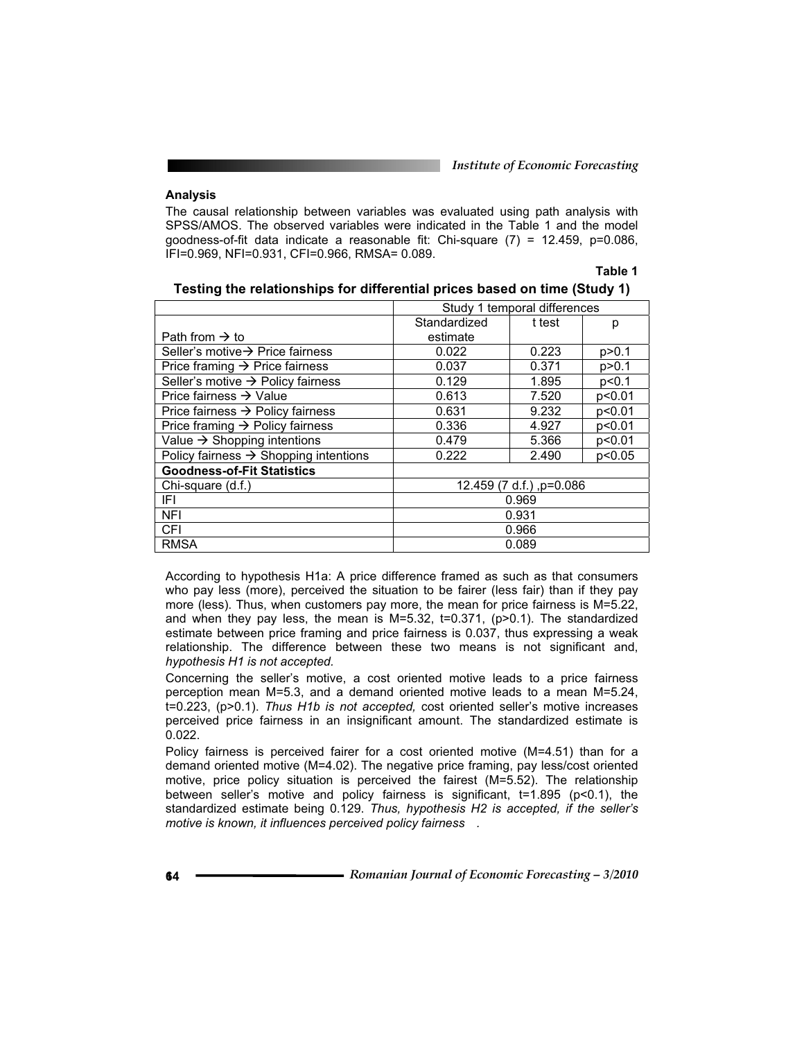### Analysis

The causal relationship between variables was evaluated using path analysis with SPSS/AMOS. The observed variables were indicated in the Table 1 and the model goodness-of-fit data indicate a reasonable fit: Chi-square (7) = 12.459, p=0.086, IFI=0.969, NFI=0.931, CFI=0.966, RMSA= 0.089.

**Table 1**

**Testing the relationships for differential prices based on time (Study 1)**

| | Study 1 temporal differences | | |
|---|---|---|---|
| Path from → to | Standardized estimate | t test | p |
| Seller's motive→ Price fairness | 0.022 | 0.223 | p>0.1 |
| Price framing → Price fairness | 0.037 | 0.371 | p>0.1 |
| Seller's motive → Policy fairness | 0.129 | 1.895 | p<0.1 |
| Price fairness → Value | 0.613 | 7.520 | p<0.01 |
| Price fairness → Policy fairness | 0.631 | 9.232 | p<0.01 |
| Price framing → Policy fairness | 0.336 | 4.927 | p<0.01 |
| Value → Shopping intentions | 0.479 | 5.366 | p<0.01 |
| Policy fairness → Shopping intentions | 0.222 | 2.490 | p<0.05 |
| **Goodness-of-Fit Statistics** | | | |
| Chi-square (d.f.) | 12.459 (7 d.f.) ,p=0.086 | | |
| IFI | 0.969 | | |
| NFI | 0.931 | | |
| CFI | 0.966 | | |
| RMSA | 0.089 | | |

According to hypothesis H1a: A price difference framed as such as that consumers who pay less (more), perceived the situation to be fairer (less fair) than if they pay more (less). Thus, when customers pay more, the mean for price fairness is M=5.22, and when they pay less, the mean is M=5.32, t=0.371, (p>0.1). The standardized estimate between price framing and price fairness is 0.037, thus expressing a weak relationship. The difference between these two means is not significant and, *hypothesis H1 is not accepted.*

Concerning the seller's motive, a cost oriented motive leads to a price fairness perception mean M=5.3, and a demand oriented motive leads to a mean M=5.24, t=0.223, (p>0.1). *Thus H1b is not accepted,* cost oriented seller's motive increases perceived price fairness in an insignificant amount. The standardized estimate is 0.022.

Policy fairness is perceived fairer for a cost oriented motive (M=4.51) than for a demand oriented motive (M=4.02). The negative price framing, pay less/cost oriented motive, price policy situation is perceived the fairest (M=5.52). The relationship between seller's motive and policy fairness is significant, t=1.895 (p<0.1), the standardized estimate being 0.129. *Thus, hypothesis H2 is accepted, if the seller's motive is known, it influences perceived policy fairness .*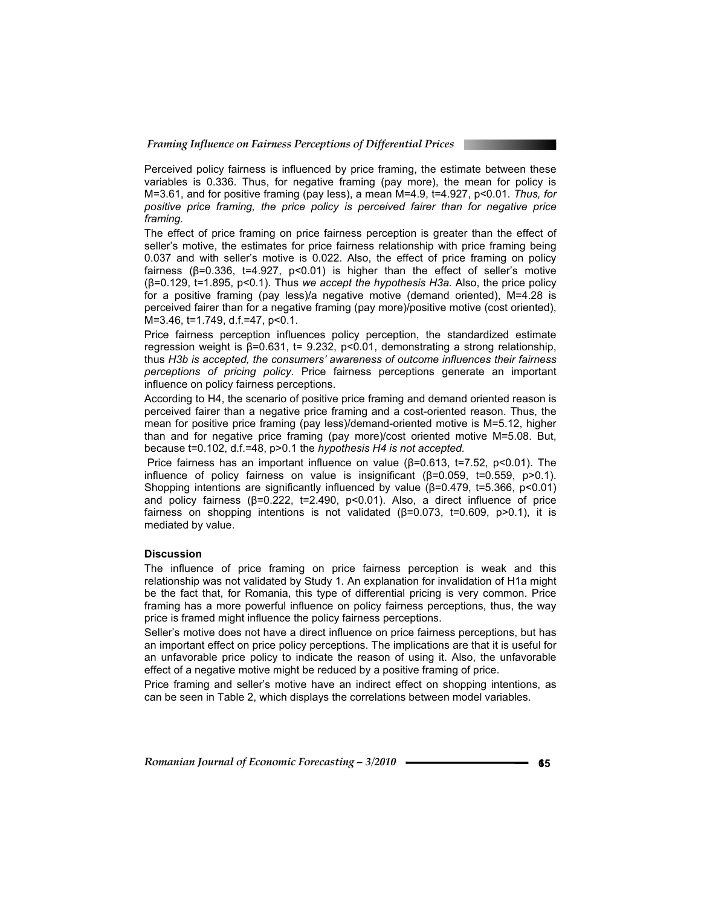Perceived policy fairness is influenced by price framing, the estimate between these variables is 0.336. Thus, for negative framing (pay more), the mean for policy is $M=3.61$, and for positive framing (pay less), a mean $M=4.9$, $t=4.927$, $p<0.01$. *Thus, for positive price framing, the price policy is perceived fairer than for negative price framing.*

The effect of price framing on price fairness perception is greater than the effect of seller's motive, the estimates for price fairness relationship with price framing being 0.037 and with seller's motive is 0.022. Also, the effect of price framing on policy fairness ($\beta=0.336$, $t=4.927$, $p<0.01$) is higher than the effect of seller's motive ($\beta=0.129$, $t=1.895$, $p<0.1$). Thus *we accept the hypothesis H3a.* Also, the price policy for a positive framing (pay less)/a negative motive (demand oriented), $M=4.28$ is perceived fairer than for a negative framing (pay more)/positive motive (cost oriented), $M=3.46$, $t=1.749$, d.f.=47, $p<0.1$.

Price fairness perception influences policy perception, the standardized estimate regression weight is $\beta=0.631$, $t= 9.232$, $p<0.01$, demonstrating a strong relationship, thus *H3b is accepted, the consumers' awareness of outcome influences their fairness perceptions of pricing policy*. Price fairness perceptions generate an important influence on policy fairness perceptions.

According to H4, the scenario of positive price framing and demand oriented reason is perceived fairer than a negative price framing and a cost-oriented reason. Thus, the mean for positive price framing (pay less)/demand-oriented motive is $M=5.12$, higher than and for negative price framing (pay more)/cost oriented motive $M=5.08$. But, because $t=0.102$, d.f.=48, $p>0.1$ the *hypothesis H4 is not accepted.*

Price fairness has an important influence on value ($\beta=0.613$, $t=7.52$, $p<0.01$). The influence of policy fairness on value is insignificant ($\beta=0.059$, $t=0.559$, $p>0.1$). Shopping intentions are significantly influenced by value ($\beta=0.479$, $t=5.366$, $p<0.01$) and policy fairness ($\beta=0.222$, $t=2.490$, $p<0.01$). Also, a direct influence of price fairness on shopping intentions is not validated ($\beta=0.073$, $t=0.609$, $p>0.1$), it is mediated by value.

### Discussion

The influence of price framing on price fairness perception is weak and this relationship was not validated by Study 1. An explanation for invalidation of H1a might be the fact that, for Romania, this type of differential pricing is very common. Price framing has a more powerful influence on policy fairness perceptions, thus, the way price is framed might influence the policy fairness perceptions.

Seller's motive does not have a direct influence on price fairness perceptions, but has an important effect on price policy perceptions. The implications are that it is useful for an unfavorable price policy to indicate the reason of using it. Also, the unfavorable effect of a negative motive might be reduced by a positive framing of price.

Price framing and seller's motive have an indirect effect on shopping intentions, as can be seen in Table 2, which displays the correlations between model variables.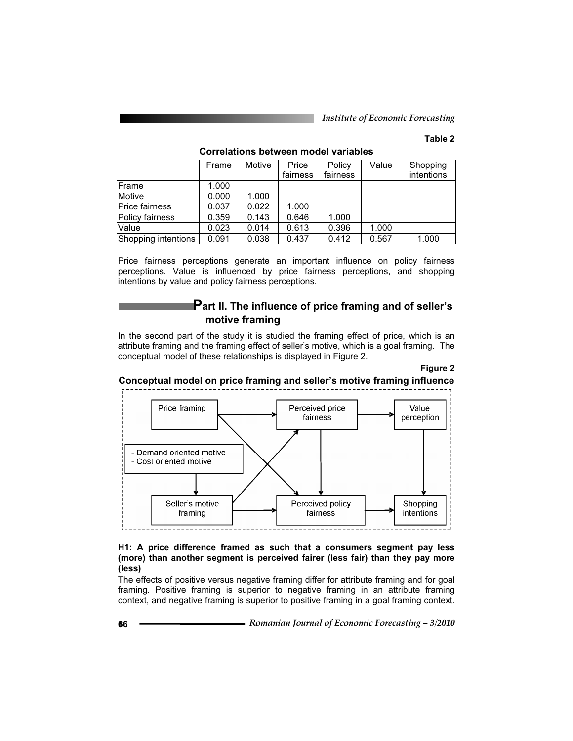Table 2

**Correlations between model variables**

| | Frame | Motive | Price fairness | Policy fairness | Value | Shopping intentions |
|---|---|---|---|---|---|---|
| Frame | 1.000 | | | | | |
| Motive | 0.000 | 1.000 | | | | |
| Price fairness | 0.037 | 0.022 | 1.000 | | | |
| Policy fairness | 0.359 | 0.143 | 0.646 | 1.000 | | |
| Value | 0.023 | 0.014 | 0.613 | 0.396 | 1.000 | |
| Shopping intentions | 0.091 | 0.038 | 0.437 | 0.412 | 0.567 | 1.000 |

Price fairness perceptions generate an important influence on policy fairness perceptions. Value is influenced by price fairness perceptions, and shopping intentions by value and policy fairness perceptions.

## Part II. The influence of price framing and of seller's motive framing

In the second part of the study it is studied the framing effect of price, which is an attribute framing and the framing effect of seller's motive, which is a goal framing. The conceptual model of these relationships is displayed in Figure 2.

Figure 2

**Conceptual model on price framing and seller's motive framing influence**

Price framing → Perceived price fairness → Value perception → Shopping intentions

- Demand oriented motive
- Cost oriented motive

Seller's motive framing → Perceived policy fairness → Shopping intentions

**H1: A price difference framed as such that a consumers segment pay less (more) than another segment is perceived fairer (less fair) than they pay more (less)**

The effects of positive versus negative framing differ for attribute framing and for goal framing. Positive framing is superior to negative framing in an attribute framing context, and negative framing is superior to positive framing in a goal framing context.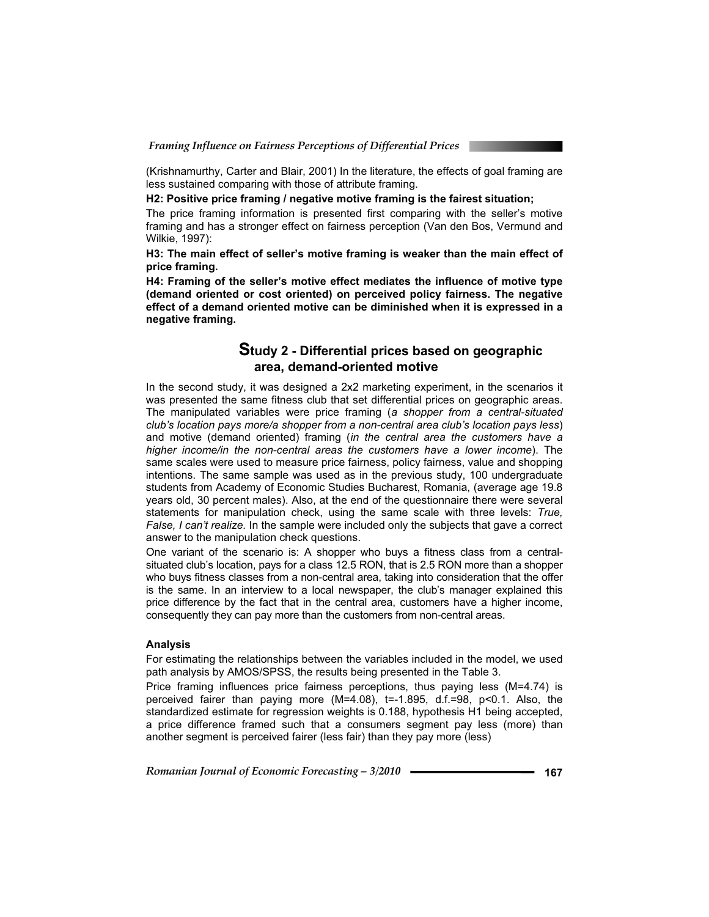(Krishnamurthy, Carter and Blair, 2001) In the literature, the effects of goal framing are less sustained comparing with those of attribute framing.

**H2: Positive price framing / negative motive framing is the fairest situation;**

The price framing information is presented first comparing with the seller's motive framing and has a stronger effect on fairness perception (Van den Bos, Vermund and Wilkie, 1997):

**H3: The main effect of seller's motive framing is weaker than the main effect of price framing.**

**H4: Framing of the seller's motive effect mediates the influence of motive type (demand oriented or cost oriented) on perceived policy fairness. The negative effect of a demand oriented motive can be diminished when it is expressed in a negative framing.**

## Study 2 - Differential prices based on geographic area, demand-oriented motive

In the second study, it was designed a 2x2 marketing experiment, in the scenarios it was presented the same fitness club that set differential prices on geographic areas. The manipulated variables were price framing (*a shopper from a central-situated club's location pays more/a shopper from a non-central area club's location pays less*) and motive (demand oriented) framing (*in the central area the customers have a higher income/in the non-central areas the customers have a lower income*). The same scales were used to measure price fairness, policy fairness, value and shopping intentions. The same sample was used as in the previous study, 100 undergraduate students from Academy of Economic Studies Bucharest, Romania, (average age 19.8 years old, 30 percent males). Also, at the end of the questionnaire there were several statements for manipulation check, using the same scale with three levels: *True, False, I can't realize.* In the sample were included only the subjects that gave a correct answer to the manipulation check questions.

One variant of the scenario is: A shopper who buys a fitness class from a central-situated club's location, pays for a class 12.5 RON, that is 2.5 RON more than a shopper who buys fitness classes from a non-central area, taking into consideration that the offer is the same. In an interview to a local newspaper, the club's manager explained this price difference by the fact that in the central area, customers have a higher income, consequently they can pay more than the customers from non-central areas.

### Analysis

For estimating the relationships between the variables included in the model, we used path analysis by AMOS/SPSS, the results being presented in the Table 3.

Price framing influences price fairness perceptions, thus paying less (M=4.74) is perceived fairer than paying more (M=4.08), $t=-1.895$, d.f.=98, $p<0.1$. Also, the standardized estimate for regression weights is 0.188, hypothesis H1 being accepted, a price difference framed such that a consumers segment pay less (more) than another segment is perceived fairer (less fair) than they pay more (less)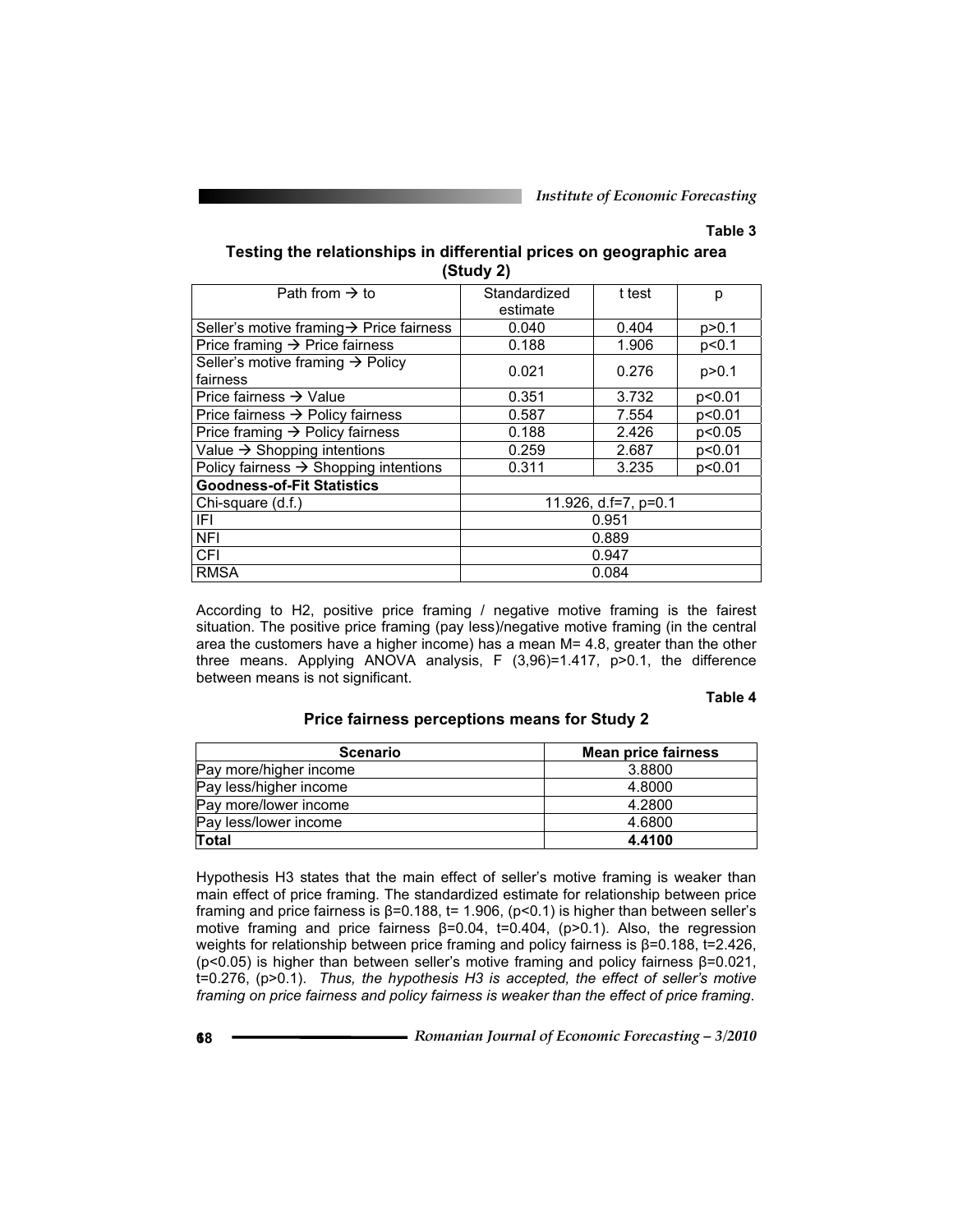**Table 3**

**Testing the relationships in differential prices on geographic area (Study 2)**

| Path from → to | Standardized estimate | t test | p |
|---|---|---|---|
| Seller's motive framing→ Price fairness | 0.040 | 0.404 | p>0.1 |
| Price framing → Price fairness | 0.188 | 1.906 | p<0.1 |
| Seller's motive framing → Policy fairness | 0.021 | 0.276 | p>0.1 |
| Price fairness → Value | 0.351 | 3.732 | p<0.01 |
| Price fairness → Policy fairness | 0.587 | 7.554 | p<0.01 |
| Price framing → Policy fairness | 0.188 | 2.426 | p<0.05 |
| Value → Shopping intentions | 0.259 | 2.687 | p<0.01 |
| Policy fairness → Shopping intentions | 0.311 | 3.235 | p<0.01 |
| **Goodness-of-Fit Statistics** | | | |
| Chi-square (d.f.) | 11.926, d.f=7, p=0.1 | | |
| IFI | 0.951 | | |
| NFI | 0.889 | | |
| CFI | 0.947 | | |
| RMSA | 0.084 | | |

According to H2, positive price framing / negative motive framing is the fairest situation. The positive price framing (pay less)/negative motive framing (in the central area the customers have a higher income) has a mean M= 4.8, greater than the other three means. Applying ANOVA analysis, $F(3,96)=1.417$, $p>0.1$, the difference between means is not significant.

**Table 4**

**Price fairness perceptions means for Study 2**

| Scenario | Mean price fairness |
|---|---|
| Pay more/higher income | 3.8800 |
| Pay less/higher income | 4.8000 |
| Pay more/lower income | 4.2800 |
| Pay less/lower income | 4.6800 |
| **Total** | **4.4100** |

Hypothesis H3 states that the main effect of seller's motive framing is weaker than main effect of price framing. The standardized estimate for relationship between price framing and price fairness is $\beta=0.188$, $t= 1.906$, ($p<0.1$) is higher than between seller's motive framing and price fairness $\beta=0.04$, $t=0.404$, ($p>0.1$). Also, the regression weights for relationship between price framing and policy fairness is $\beta=0.188$, $t=2.426$, ($p<0.05$) is higher than between seller's motive framing and policy fairness $\beta=0.021$, $t=0.276$, ($p>0.1$). *Thus, the hypothesis H3 is accepted, the effect of seller's motive framing on price fairness and policy fairness is weaker than the effect of price framing*.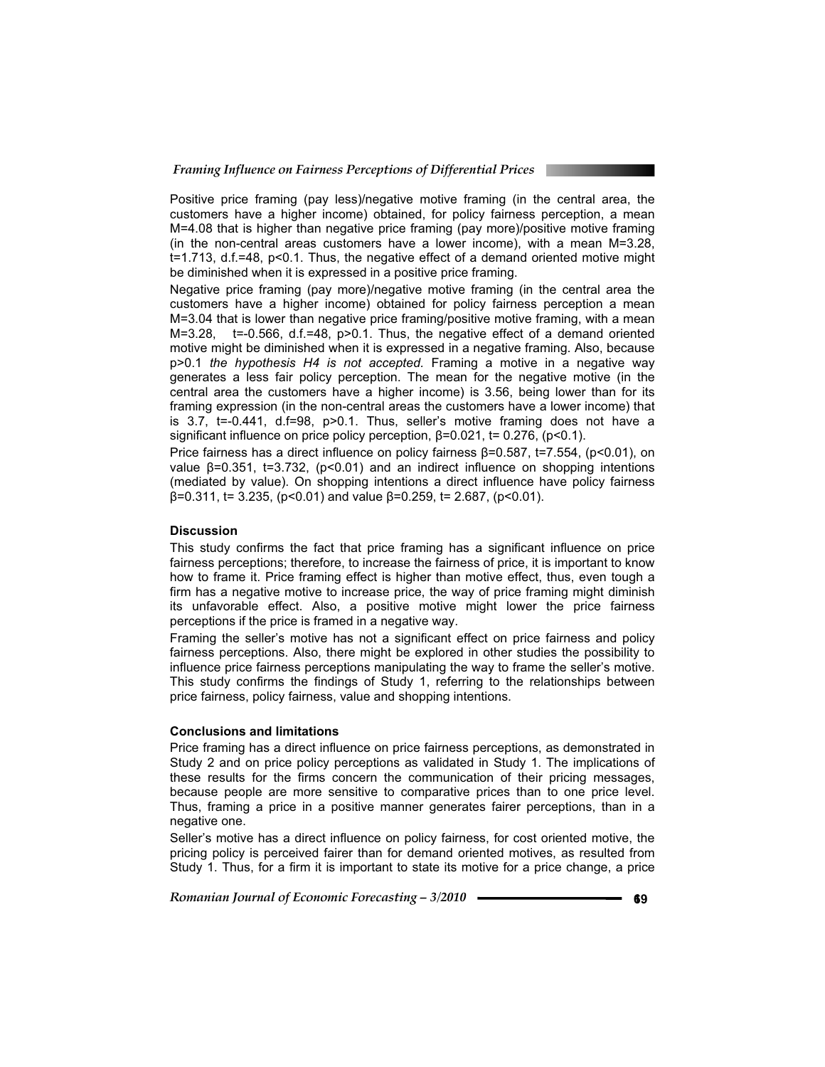Positive price framing (pay less)/negative motive framing (in the central area, the customers have a higher income) obtained, for policy fairness perception, a mean M=4.08 that is higher than negative price framing (pay more)/positive motive framing (in the non-central areas customers have a lower income), with a mean M=3.28, t=1.713, d.f.=48, $p<0.1$. Thus, the negative effect of a demand oriented motive might be diminished when it is expressed in a positive price framing.

Negative price framing (pay more)/negative motive framing (in the central area the customers have a higher income) obtained for policy fairness perception a mean M=3.04 that is lower than negative price framing/positive motive framing, with a mean M=3.28, t=-0.566, d.f.=48, $p>0.1$. Thus, the negative effect of a demand oriented motive might be diminished when it is expressed in a negative framing. Also, because $p>0.1$ *the hypothesis H4 is not accepted.* Framing a motive in a negative way generates a less fair policy perception. The mean for the negative motive (in the central area the customers have a higher income) is 3.56, being lower than for its framing expression (in the non-central areas the customers have a lower income) that is 3.7, t=-0.441, d.f=98, $p>0.1$. Thus, seller's motive framing does not have a significant influence on price policy perception, $\beta=0.021$, t= 0.276, ($p<0.1$).

Price fairness has a direct influence on policy fairness $\beta=0.587$, t=7.554, ($p<0.01$), on value $\beta=0.351$, t=3.732, ($p<0.01$) and an indirect influence on shopping intentions (mediated by value). On shopping intentions a direct influence have policy fairness $\beta=0.311$, t= 3.235, ($p<0.01$) and value $\beta=0.259$, t= 2.687, ($p<0.01$).

**Discussion**

This study confirms the fact that price framing has a significant influence on price fairness perceptions; therefore, to increase the fairness of price, it is important to know how to frame it. Price framing effect is higher than motive effect, thus, even tough a firm has a negative motive to increase price, the way of price framing might diminish its unfavorable effect. Also, a positive motive might lower the price fairness perceptions if the price is framed in a negative way.

Framing the seller's motive has not a significant effect on price fairness and policy fairness perceptions. Also, there might be explored in other studies the possibility to influence price fairness perceptions manipulating the way to frame the seller's motive. This study confirms the findings of Study 1, referring to the relationships between price fairness, policy fairness, value and shopping intentions.

**Conclusions and limitations**

Price framing has a direct influence on price fairness perceptions, as demonstrated in Study 2 and on price policy perceptions as validated in Study 1. The implications of these results for the firms concern the communication of their pricing messages, because people are more sensitive to comparative prices than to one price level. Thus, framing a price in a positive manner generates fairer perceptions, than in a negative one.

Seller's motive has a direct influence on policy fairness, for cost oriented motive, the pricing policy is perceived fairer than for demand oriented motives, as resulted from Study 1. Thus, for a firm it is important to state its motive for a price change, a price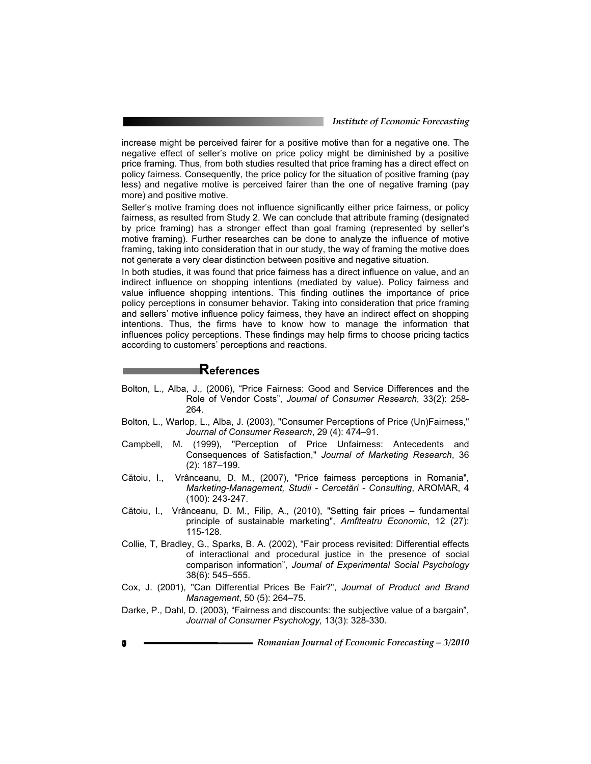increase might be perceived fairer for a positive motive than for a negative one. The negative effect of seller's motive on price policy might be diminished by a positive price framing. Thus, from both studies resulted that price framing has a direct effect on policy fairness. Consequently, the price policy for the situation of positive framing (pay less) and negative motive is perceived fairer than the one of negative framing (pay more) and positive motive.

Seller's motive framing does not influence significantly either price fairness, or policy fairness, as resulted from Study 2. We can conclude that attribute framing (designated by price framing) has a stronger effect than goal framing (represented by seller's motive framing). Further researches can be done to analyze the influence of motive framing, taking into consideration that in our study, the way of framing the motive does not generate a very clear distinction between positive and negative situation.

In both studies, it was found that price fairness has a direct influence on value, and an indirect influence on shopping intentions (mediated by value). Policy fairness and value influence shopping intentions. This finding outlines the importance of price policy perceptions in consumer behavior. Taking into consideration that price framing and sellers' motive influence policy fairness, they have an indirect effect on shopping intentions. Thus, the firms have to know how to manage the information that influences policy perceptions. These findings may help firms to choose pricing tactics according to customers' perceptions and reactions.

## References

Bolton, L., Alba, J., (2006), "Price Fairness: Good and Service Differences and the Role of Vendor Costs", *Journal of Consumer Research*, 33(2): 258-264.

Bolton, L., Warlop, L., Alba, J. (2003), "Consumer Perceptions of Price (Un)Fairness," *Journal of Consumer Research*, 29 (4): 474–91.

Campbell, M. (1999), "Perception of Price Unfairness: Antecedents and Consequences of Satisfaction," *Journal of Marketing Research*, 36 (2): 187–199.

Cătoiu, I., Vrânceanu, D. M., (2007), "Price fairness perceptions in Romania", *Marketing-Management, Studii - Cercetări - Consulting*, AROMAR, 4 (100): 243-247.

Cătoiu, I., Vrânceanu, D. M., Filip, A., (2010), "Setting fair prices – fundamental principle of sustainable marketing", *Amfiteatru Economic*, 12 (27): 115-128.

Collie, T, Bradley, G., Sparks, B. A. (2002), "Fair process revisited: Differential effects of interactional and procedural justice in the presence of social comparison information", *Journal of Experimental Social Psychology* 38(6): 545–555.

Cox, J. (2001), "Can Differential Prices Be Fair?", *Journal of Product and Brand Management*, 50 (5): 264–75.

Darke, P., Dahl, D. (2003), "Fairness and discounts: the subjective value of a bargain", *Journal of Consumer Psychology,* 13(3): 328-330.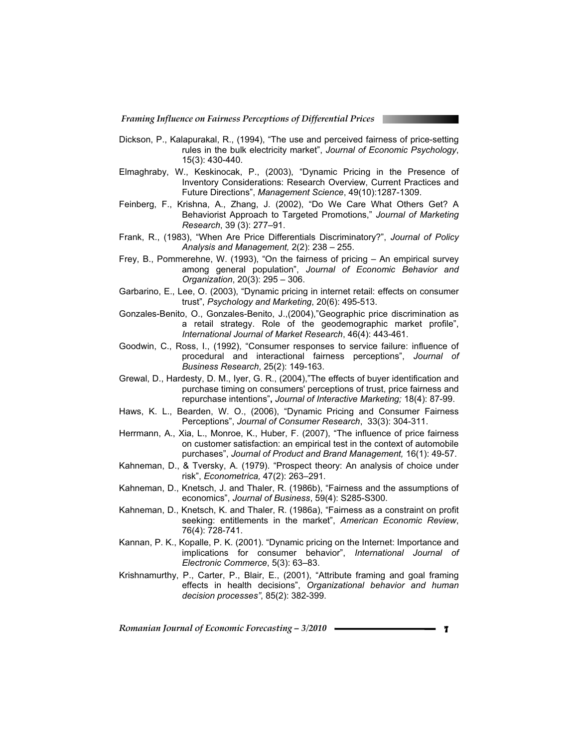Dickson, P., Kalapurakal, R., (1994), "The use and perceived fairness of price-setting rules in the bulk electricity market", *Journal of Economic Psychology*, 15(3): 430-440.

Elmaghraby, W., Keskinocak, P., (2003), "Dynamic Pricing in the Presence of Inventory Considerations: Research Overview, Current Practices and Future Directions", *Management Science*, 49(10):1287-1309.

Feinberg, F., Krishna, A., Zhang, J. (2002), "Do We Care What Others Get? A Behaviorist Approach to Targeted Promotions," *Journal of Marketing Research*, 39 (3): 277–91.

Frank, R., (1983), "When Are Price Differentials Discriminatory?", *Journal of Policy Analysis and Management,* 2(2): 238 – 255.

Frey, B., Pommerehne, W. (1993), "On the fairness of pricing – An empirical survey among general population", *Journal of Economic Behavior and Organization*, 20(3): 295 – 306.

Garbarino, E., Lee, O. (2003), "Dynamic pricing in internet retail: effects on consumer trust", *Psychology and Marketing*, 20(6): 495-513.

Gonzales-Benito, O., Gonzales-Benito, J.,(2004),"Geographic price discrimination as a retail strategy. Role of the geodemographic market profile", *International Journal of Market Research*, 46(4): 443-461.

Goodwin, C., Ross, I., (1992), "Consumer responses to service failure: influence of procedural and interactional fairness perceptions", *Journal of Business Research*, 25(2): 149-163.

Grewal, D., Hardesty, D. M., Iyer, G. R., (2004),"The effects of buyer identification and purchase timing on consumers' perceptions of trust, price fairness and repurchase intentions"**,** *Journal of Interactive Marketing;* 18(4): 87-99.

Haws, K. L., Bearden, W. O., (2006), "Dynamic Pricing and Consumer Fairness Perceptions", *Journal of Consumer Research*, 33(3): 304-311.

Herrmann, A., Xia, L., Monroe, K., Huber, F. (2007), "The influence of price fairness on customer satisfaction: an empirical test in the context of automobile purchases", *Journal of Product and Brand Management,* 16(1): 49-57.

Kahneman, D., & Tversky, A. (1979). "Prospect theory: An analysis of choice under risk", *Econometrica,* 47(2): 263–291.

Kahneman, D., Knetsch, J. and Thaler, R. (1986b), "Fairness and the assumptions of economics", *Journal of Business*, 59(4): S285-S300.

Kahneman, D., Knetsch, K. and Thaler, R. (1986a), "Fairness as a constraint on profit seeking: entitlements in the market", *American Economic Review*, 76(4): 728-741.

Kannan, P. K., Kopalle, P. K. (2001). "Dynamic pricing on the Internet: Importance and implications for consumer behavior", *International Journal of Electronic Commerce*, 5(3): 63–83.

Krishnamurthy, P., Carter, P., Blair, E., (2001), "Attribute framing and goal framing effects in health decisions", *Organizational behavior and human decision processes"*, 85(2): 382-399.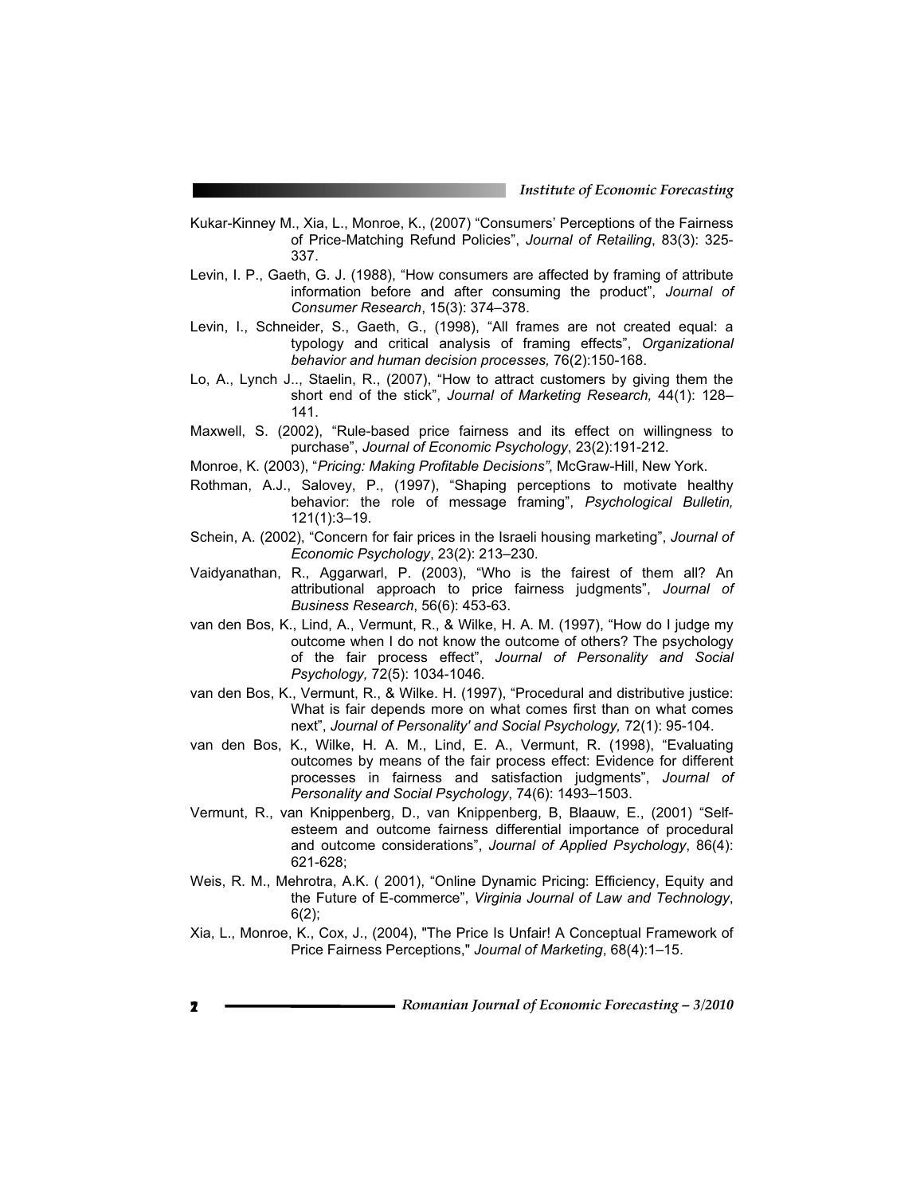Kukar-Kinney M., Xia, L., Monroe, K., (2007) "Consumers' Perceptions of the Fairness of Price-Matching Refund Policies", *Journal of Retailing*, 83(3): 325-337.

Levin, I. P., Gaeth, G. J. (1988), "How consumers are affected by framing of attribute information before and after consuming the product", *Journal of Consumer Research*, 15(3): 374–378.

Levin, I., Schneider, S., Gaeth, G., (1998), "All frames are not created equal: a typology and critical analysis of framing effects", *Organizational behavior and human decision processes,* 76(2):150-168.

Lo, A., Lynch J.., Staelin, R., (2007), "How to attract customers by giving them the short end of the stick", *Journal of Marketing Research,* 44(1): 128–141.

Maxwell, S. (2002), "Rule-based price fairness and its effect on willingness to purchase", *Journal of Economic Psychology*, 23(2):191-212.

Monroe, K. (2003), "*Pricing: Making Profitable Decisions"*, McGraw-Hill, New York.

Rothman, A.J., Salovey, P., (1997), "Shaping perceptions to motivate healthy behavior: the role of message framing", *Psychological Bulletin,* 121(1):3–19.

Schein, A. (2002), "Concern for fair prices in the Israeli housing marketing", *Journal of Economic Psychology*, 23(2): 213–230.

Vaidyanathan, R., Aggarwarl, P. (2003), "Who is the fairest of them all? An attributional approach to price fairness judgments", *Journal of Business Research*, 56(6): 453-63.

van den Bos, K., Lind, A., Vermunt, R., & Wilke, H. A. M. (1997), "How do I judge my outcome when I do not know the outcome of others? The psychology of the fair process effect", *Journal of Personality and Social Psychology,* 72(5): 1034-1046.

van den Bos, K., Vermunt, R., & Wilke. H. (1997), "Procedural and distributive justice: What is fair depends more on what comes first than on what comes next", *Journal of Personality' and Social Psychology,* 72(1): 95-104.

van den Bos, K., Wilke, H. A. M., Lind, E. A., Vermunt, R. (1998), "Evaluating outcomes by means of the fair process effect: Evidence for different processes in fairness and satisfaction judgments", *Journal of Personality and Social Psychology*, 74(6): 1493–1503.

Vermunt, R., van Knippenberg, D., van Knippenberg, B, Blaauw, E., (2001) "Self-esteem and outcome fairness differential importance of procedural and outcome considerations", *Journal of Applied Psychology*, 86(4): 621-628;

Weis, R. M., Mehrotra, A.K. ( 2001), "Online Dynamic Pricing: Efficiency, Equity and the Future of E-commerce", *Virginia Journal of Law and Technology*, 6(2);

Xia, L., Monroe, K., Cox, J., (2004), "The Price Is Unfair! A Conceptual Framework of Price Fairness Perceptions," *Journal of Marketing*, 68(4):1–15.